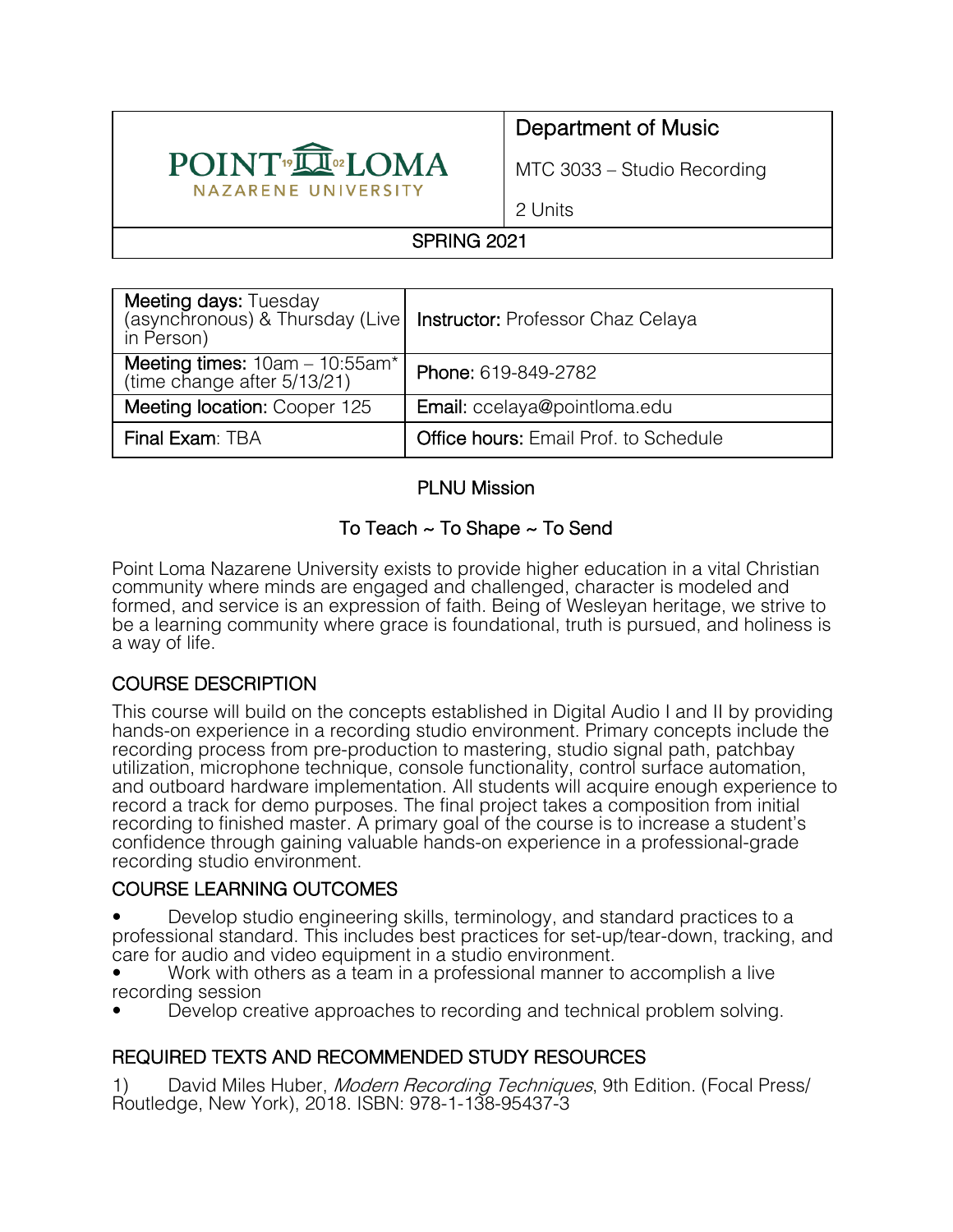| POINT LOMA NAZARENE UNIVERSITY | Department of Music |
| --- | --- |
| | MTC 3033 – Studio Recording |
| | 2 Units |
| SPRING 2021 | |

| **Meeting days:** Tuesday (asynchronous) & Thursday (Live in Person) | **Instructor:** Professor Chaz Celaya |
| --- | --- |
| **Meeting times:** 10am – 10:55am* (time change after 5/13/21) | **Phone:** 619-849-2782 |
| **Meeting location:** Cooper 125 | **Email:** ccelaya@pointloma.edu |
| **Final Exam**: TBA | **Office hours:** Email Prof. to Schedule |

## PLNU Mission

### To Teach ~ To Shape ~ To Send

Point Loma Nazarene University exists to provide higher education in a vital Christian community where minds are engaged and challenged, character is modeled and formed, and service is an expression of faith. Being of Wesleyan heritage, we strive to be a learning community where grace is foundational, truth is pursued, and holiness is a way of life.

## COURSE DESCRIPTION

This course will build on the concepts established in Digital Audio I and II by providing hands-on experience in a recording studio environment. Primary concepts include the recording process from pre-production to mastering, studio signal path, patchbay utilization, microphone technique, console functionality, control surface automation, and outboard hardware implementation. All students will acquire enough experience to record a track for demo purposes. The final project takes a composition from initial recording to finished master. A primary goal of the course is to increase a student's confidence through gaining valuable hands-on experience in a professional-grade recording studio environment.

## COURSE LEARNING OUTCOMES

- Develop studio engineering skills, terminology, and standard practices to a professional standard. This includes best practices for set-up/tear-down, tracking, and care for audio and video equipment in a studio environment.
- Work with others as a team in a professional manner to accomplish a live recording session
- Develop creative approaches to recording and technical problem solving.

## REQUIRED TEXTS AND RECOMMENDED STUDY RESOURCES

1) David Miles Huber, *Modern Recording Techniques*, 9th Edition. (Focal Press/ Routledge, New York), 2018. ISBN: 978-1-138-95437-3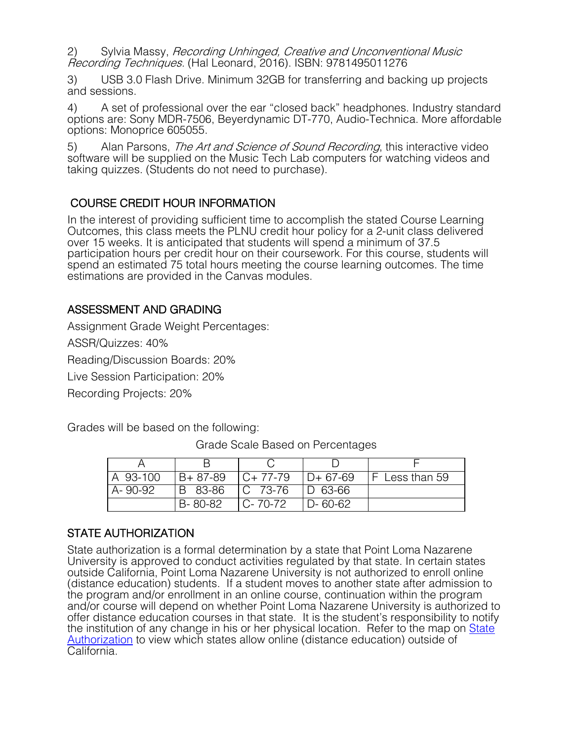2) Sylvia Massy, *Recording Unhinged, Creative and Unconventional Music Recording Techniques.* (Hal Leonard, 2016). ISBN: 9781495011276

3) USB 3.0 Flash Drive. Minimum 32GB for transferring and backing up projects and sessions.

4) A set of professional over the ear "closed back" headphones. Industry standard options are: Sony MDR-7506, Beyerdynamic DT-770, Audio-Technica. More affordable options: Monoprice 605055.

5) Alan Parsons, *The Art and Science of Sound Recording*, this interactive video software will be supplied on the Music Tech Lab computers for watching videos and taking quizzes. (Students do not need to purchase).

## COURSE CREDIT HOUR INFORMATION

In the interest of providing sufficient time to accomplish the stated Course Learning Outcomes, this class meets the PLNU credit hour policy for a 2-unit class delivered over 15 weeks. It is anticipated that students will spend a minimum of 37.5 participation hours per credit hour on their coursework. For this course, students will spend an estimated 75 total hours meeting the course learning outcomes. The time estimations are provided in the Canvas modules.

## ASSESSMENT AND GRADING

Assignment Grade Weight Percentages:

ASSR/Quizzes: 40%

Reading/Discussion Boards: 20%

Live Session Participation: 20%

Recording Projects: 20%

Grades will be based on the following:

Grade Scale Based on Percentages

| A | B | C | D | F |
|---|---|---|---|---|
| A 93-100 | B+ 87-89 | C+ 77-79 | D+ 67-69 | F Less than 59 |
| A- 90-92 | B 83-86 | C 73-76 | D 63-66 | |
| | B- 80-82 | C- 70-72 | D- 60-62 | |

## STATE AUTHORIZATION

State authorization is a formal determination by a state that Point Loma Nazarene University is approved to conduct activities regulated by that state. In certain states outside California, Point Loma Nazarene University is not authorized to enroll online (distance education) students. If a student moves to another state after admission to the program and/or enrollment in an online course, continuation within the program and/or course will depend on whether Point Loma Nazarene University is authorized to offer distance education courses in that state. It is the student's responsibility to notify the institution of any change in his or her physical location. Refer to the map on State Authorization to view which states allow online (distance education) outside of California.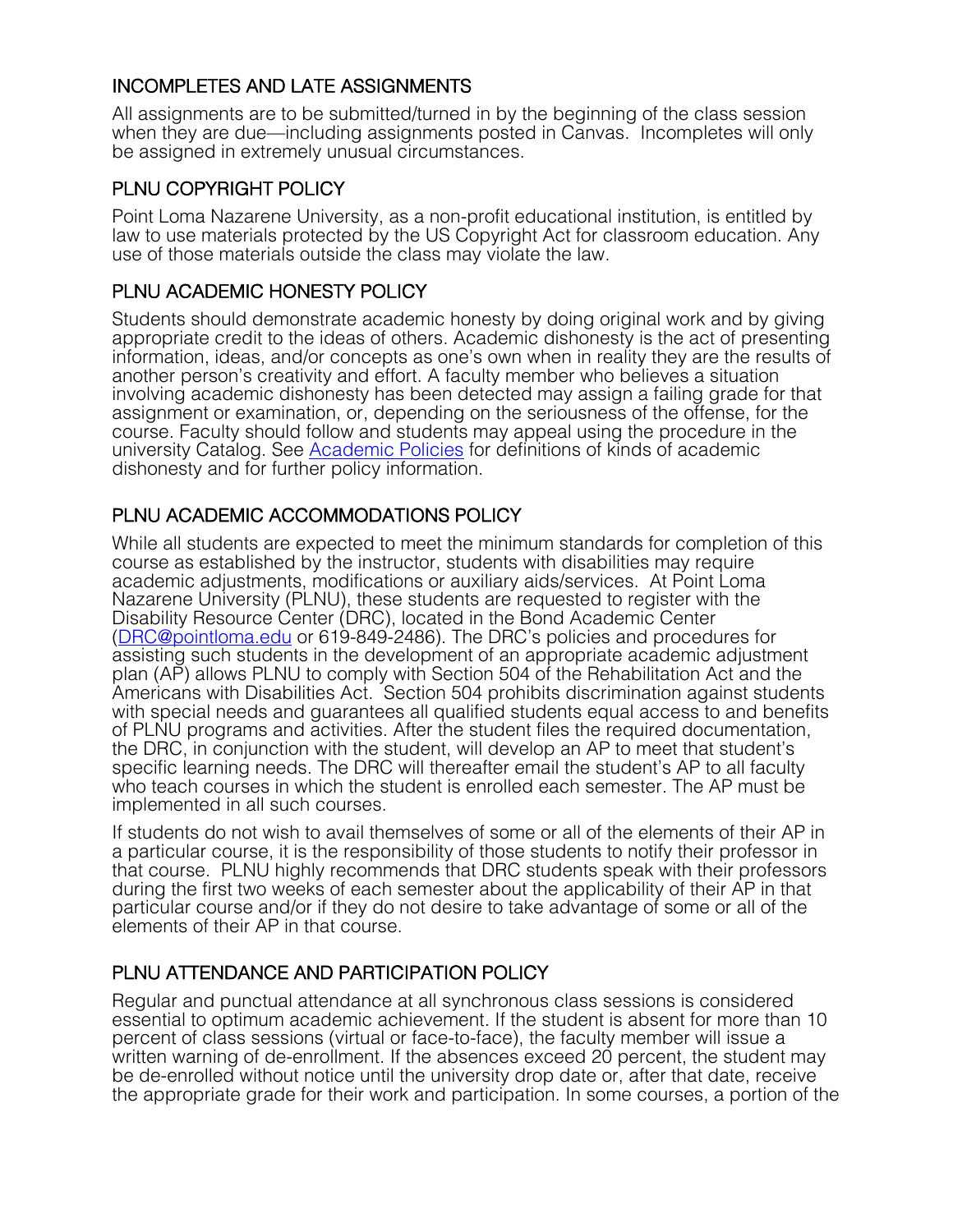## INCOMPLETES AND LATE ASSIGNMENTS

All assignments are to be submitted/turned in by the beginning of the class session when they are due—including assignments posted in Canvas. Incompletes will only be assigned in extremely unusual circumstances.

## PLNU COPYRIGHT POLICY

Point Loma Nazarene University, as a non-profit educational institution, is entitled by law to use materials protected by the US Copyright Act for classroom education. Any use of those materials outside the class may violate the law.

## PLNU ACADEMIC HONESTY POLICY

Students should demonstrate academic honesty by doing original work and by giving appropriate credit to the ideas of others. Academic dishonesty is the act of presenting information, ideas, and/or concepts as one's own when in reality they are the results of another person's creativity and effort. A faculty member who believes a situation involving academic dishonesty has been detected may assign a failing grade for that assignment or examination, or, depending on the seriousness of the offense, for the course. Faculty should follow and students may appeal using the procedure in the university Catalog. See [Academic Policies] for definitions of kinds of academic dishonesty and for further policy information.

## PLNU ACADEMIC ACCOMMODATIONS POLICY

While all students are expected to meet the minimum standards for completion of this course as established by the instructor, students with disabilities may require academic adjustments, modifications or auxiliary aids/services. At Point Loma Nazarene University (PLNU), these students are requested to register with the Disability Resource Center (DRC), located in the Bond Academic Center (DRC@pointloma.edu or 619-849-2486). The DRC's policies and procedures for assisting such students in the development of an appropriate academic adjustment plan (AP) allows PLNU to comply with Section 504 of the Rehabilitation Act and the Americans with Disabilities Act. Section 504 prohibits discrimination against students with special needs and guarantees all qualified students equal access to and benefits of PLNU programs and activities. After the student files the required documentation, the DRC, in conjunction with the student, will develop an AP to meet that student's specific learning needs. The DRC will thereafter email the student's AP to all faculty who teach courses in which the student is enrolled each semester. The AP must be implemented in all such courses.

If students do not wish to avail themselves of some or all of the elements of their AP in a particular course, it is the responsibility of those students to notify their professor in that course. PLNU highly recommends that DRC students speak with their professors during the first two weeks of each semester about the applicability of their AP in that particular course and/or if they do not desire to take advantage of some or all of the elements of their AP in that course.

## PLNU ATTENDANCE AND PARTICIPATION POLICY

Regular and punctual attendance at all synchronous class sessions is considered essential to optimum academic achievement. If the student is absent for more than 10 percent of class sessions (virtual or face-to-face), the faculty member will issue a written warning of de-enrollment. If the absences exceed 20 percent, the student may be de-enrolled without notice until the university drop date or, after that date, receive the appropriate grade for their work and participation. In some courses, a portion of the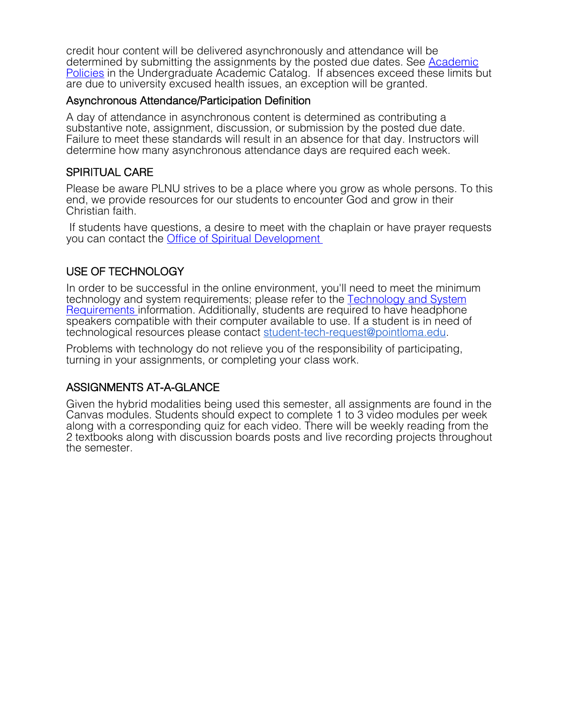credit hour content will be delivered asynchronously and attendance will be determined by submitting the assignments by the posted due dates. See [Academic Policies](#) in the Undergraduate Academic Catalog. If absences exceed these limits but are due to university excused health issues, an exception will be granted.

### Asynchronous Attendance/Participation Definition

A day of attendance in asynchronous content is determined as contributing a substantive note, assignment, discussion, or submission by the posted due date. Failure to meet these standards will result in an absence for that day. Instructors will determine how many asynchronous attendance days are required each week.

## SPIRITUAL CARE

Please be aware PLNU strives to be a place where you grow as whole persons. To this end, we provide resources for our students to encounter God and grow in their Christian faith.

If students have questions, a desire to meet with the chaplain or have prayer requests you can contact the [Office of Spiritual Development](#)

## USE OF TECHNOLOGY

In order to be successful in the online environment, you'll need to meet the minimum technology and system requirements; please refer to the [Technology and System Requirements](#) information. Additionally, students are required to have headphone speakers compatible with their computer available to use. If a student is in need of technological resources please contact [student-tech-request@pointloma.edu](mailto:student-tech-request@pointloma.edu).

Problems with technology do not relieve you of the responsibility of participating, turning in your assignments, or completing your class work.

## ASSIGNMENTS AT-A-GLANCE

Given the hybrid modalities being used this semester, all assignments are found in the Canvas modules. Students should expect to complete 1 to 3 video modules per week along with a corresponding quiz for each video. There will be weekly reading from the 2 textbooks along with discussion boards posts and live recording projects throughout the semester.